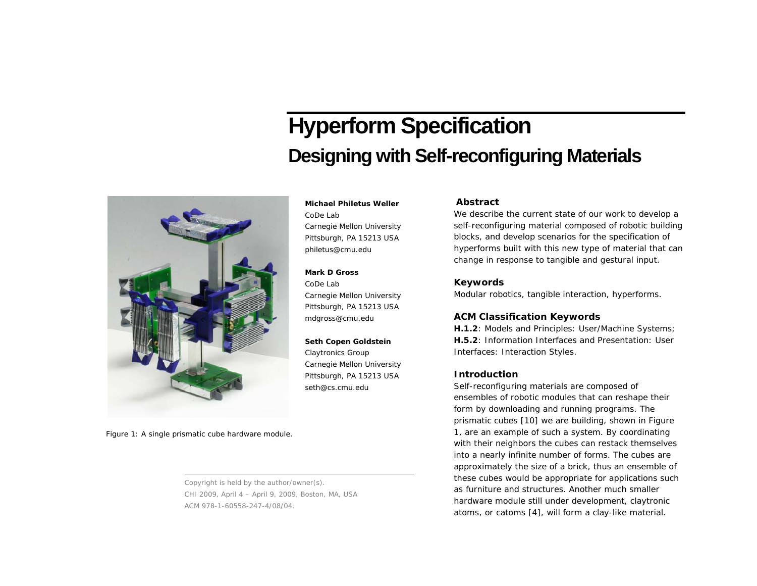# Hyperform Specification

## Designing with Self-reconfiguring Materials

Figure 1: A single prismatic cube hardware module.

**Michael Philetus Weller**
CoDe Lab
Carnegie Mellon University
Pittsburgh, PA 15213 USA
philetus@cmu.edu

**Mark D Gross**
CoDe Lab
Carnegie Mellon University
Pittsburgh, PA 15213 USA
mdgross@cmu.edu

**Seth Copen Goldstein**
Claytronics Group
Carnegie Mellon University
Pittsburgh, PA 15213 USA
seth@cs.cmu.edu

Copyright is held by the author/owner(s).
CHI 2009, April 4 – April 9, 2009, Boston, MA, USA
ACM 978-1-60558-247-4/08/04.

### Abstract

We describe the current state of our work to develop a self-reconfiguring material composed of robotic building blocks, and develop scenarios for the specification of hyperforms built with this new type of material that can change in response to tangible and gestural input.

### Keywords

Modular robotics, tangible interaction, hyperforms.

### ACM Classification Keywords

**H.1.2**: Models and Principles: User/Machine Systems; **H.5.2**: Information Interfaces and Presentation: User Interfaces: Interaction Styles.

### Introduction

Self-reconfiguring materials are composed of ensembles of robotic modules that can reshape their form by downloading and running programs. The prismatic cubes [10] we are building, shown in Figure 1, are an example of such a system. By coordinating with their neighbors the cubes can restack themselves into a nearly infinite number of forms. The cubes are approximately the size of a brick, thus an ensemble of these cubes would be appropriate for applications such as furniture and structures. Another much smaller hardware module still under development, claytronic atoms, or catoms [4], will form a clay-like material.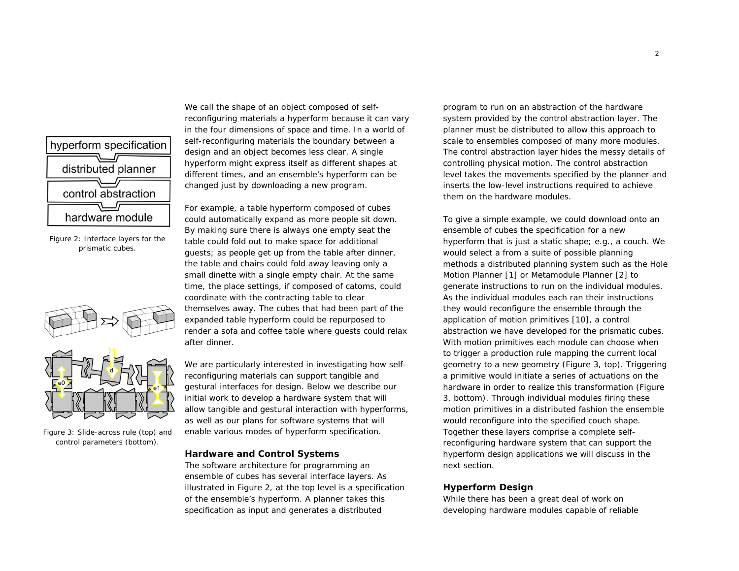Figure 2: Interface layers for the prismatic cubes.

Figure 3: Slide-across rule (top) and control parameters (bottom).

We call the shape of an object composed of self-reconfiguring materials a hyperform because it can vary in the four dimensions of space and time. In a world of self-reconfiguring materials the boundary between a design and an object becomes less clear. A single hyperform might express itself as different shapes at different times, and an ensemble's hyperform can be changed just by downloading a new program.

For example, a table hyperform composed of cubes could automatically expand as more people sit down. By making sure there is always one empty seat the table could fold out to make space for additional guests; as people get up from the table after dinner, the table and chairs could fold away leaving only a small dinette with a single empty chair. At the same time, the place settings, if composed of catoms, could coordinate with the contracting table to clear themselves away. The cubes that had been part of the expanded table hyperform could be repurposed to render a sofa and coffee table where guests could relax after dinner.

We are particularly interested in investigating how self-reconfiguring materials can support tangible and gestural interfaces for design. Below we describe our initial work to develop a hardware system that will allow tangible and gestural interaction with hyperforms, as well as our plans for software systems that will enable various modes of hyperform specification.

## Hardware and Control Systems

The software architecture for programming an ensemble of cubes has several interface layers. As illustrated in Figure 2, at the top level is a specification of the ensemble's hyperform. A planner takes this specification as input and generates a distributed program to run on an abstraction of the hardware system provided by the control abstraction layer. The planner must be distributed to allow this approach to scale to ensembles composed of many more modules. The control abstraction layer hides the messy details of controlling physical motion. The control abstraction level takes the movements specified by the planner and inserts the low-level instructions required to achieve them on the hardware modules.

To give a simple example, we could download onto an ensemble of cubes the specification for a new hyperform that is just a static shape; e.g., a couch. We would select a from a suite of possible planning methods a distributed planning system such as the Hole Motion Planner [1] or Metamodule Planner [2] to generate instructions to run on the individual modules. As the individual modules each ran their instructions they would reconfigure the ensemble through the application of motion primitives [10], a control abstraction we have developed for the prismatic cubes. With motion primitives each module can choose when to trigger a production rule mapping the current local geometry to a new geometry (Figure 3, top). Triggering a primitive would initiate a series of actuations on the hardware in order to realize this transformation (Figure 3, bottom). Through individual modules firing these motion primitives in a distributed fashion the ensemble would reconfigure into the specified couch shape. Together these layers comprise a complete self-reconfiguring hardware system that can support the hyperform design applications we will discuss in the next section.

## Hyperform Design

While there has been a great deal of work on developing hardware modules capable of reliable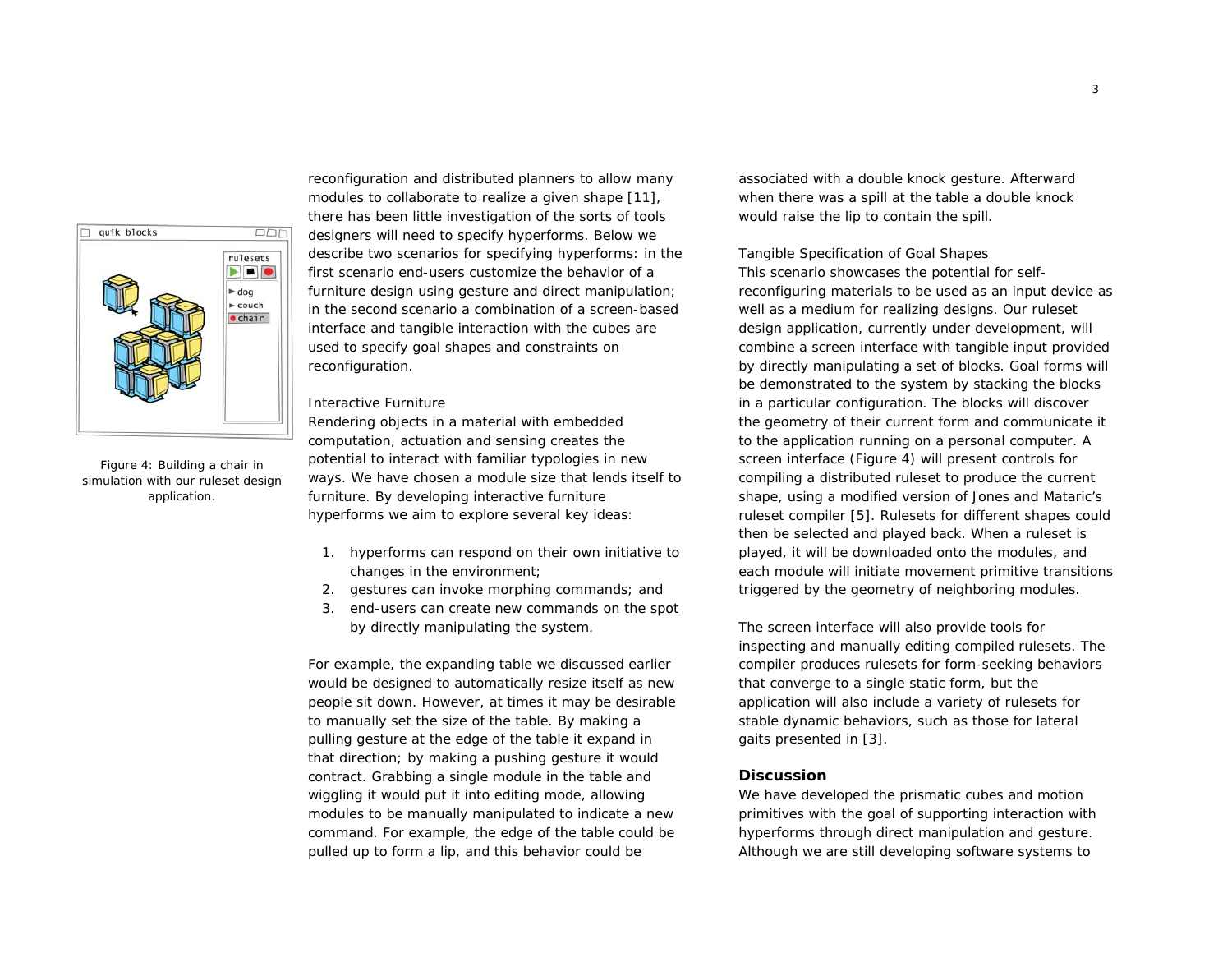reconfiguration and distributed planners to allow many modules to collaborate to realize a given shape [11], there has been little investigation of the sorts of tools designers will need to specify hyperforms. Below we describe two scenarios for specifying hyperforms: in the first scenario end-users customize the behavior of a furniture design using gesture and direct manipulation; in the second scenario a combination of a screen-based interface and tangible interaction with the cubes are used to specify goal shapes and constraints on reconfiguration.

Figure 4: Building a chair in simulation with our ruleset design application.

### Interactive Furniture

Rendering objects in a material with embedded computation, actuation and sensing creates the potential to interact with familiar typologies in new ways. We have chosen a module size that lends itself to furniture. By developing interactive furniture hyperforms we aim to explore several key ideas:

1. hyperforms can respond on their own initiative to changes in the environment;
2. gestures can invoke morphing commands; and
3. end-users can create new commands on the spot by directly manipulating the system.

For example, the expanding table we discussed earlier would be designed to automatically resize itself as new people sit down. However, at times it may be desirable to manually set the size of the table. By making a pulling gesture at the edge of the table it expand in that direction; by making a pushing gesture it would contract. Grabbing a single module in the table and wiggling it would put it into editing mode, allowing modules to be manually manipulated to indicate a new command. For example, the edge of the table could be pulled up to form a lip, and this behavior could be associated with a double knock gesture. Afterward when there was a spill at the table a double knock would raise the lip to contain the spill.

### Tangible Specification of Goal Shapes

This scenario showcases the potential for self-reconfiguring materials to be used as an input device as well as a medium for realizing designs. Our ruleset design application, currently under development, will combine a screen interface with tangible input provided by directly manipulating a set of blocks. Goal forms will be demonstrated to the system by stacking the blocks in a particular configuration. The blocks will discover the geometry of their current form and communicate it to the application running on a personal computer. A screen interface (Figure 4) will present controls for compiling a distributed ruleset to produce the current shape, using a modified version of Jones and Mataric's ruleset compiler [5]. Rulesets for different shapes could then be selected and played back. When a ruleset is played, it will be downloaded onto the modules, and each module will initiate movement primitive transitions triggered by the geometry of neighboring modules.

The screen interface will also provide tools for inspecting and manually editing compiled rulesets. The compiler produces rulesets for form-seeking behaviors that converge to a single static form, but the application will also include a variety of rulesets for stable dynamic behaviors, such as those for lateral gaits presented in [3].

## Discussion

We have developed the prismatic cubes and motion primitives with the goal of supporting interaction with hyperforms through direct manipulation and gesture. Although we are still developing software systems to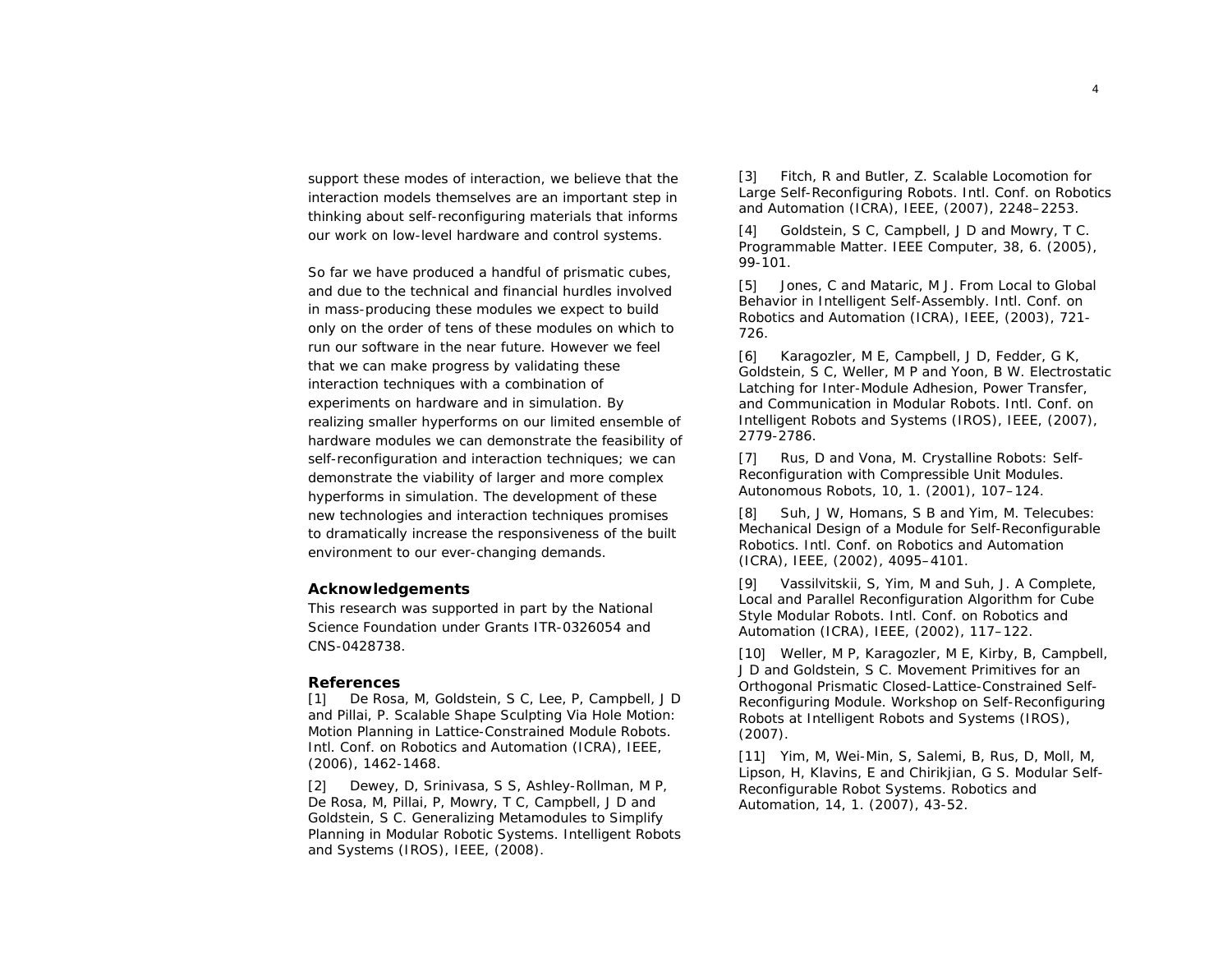support these modes of interaction, we believe that the interaction models themselves are an important step in thinking about self-reconfiguring materials that informs our work on low-level hardware and control systems.

So far we have produced a handful of prismatic cubes, and due to the technical and financial hurdles involved in mass-producing these modules we expect to build only on the order of tens of these modules on which to run our software in the near future. However we feel that we can make progress by validating these interaction techniques with a combination of experiments on hardware and in simulation. By realizing smaller hyperforms on our limited ensemble of hardware modules we can demonstrate the feasibility of self-reconfiguration and interaction techniques; we can demonstrate the viability of larger and more complex hyperforms in simulation. The development of these new technologies and interaction techniques promises to dramatically increase the responsiveness of the built environment to our ever-changing demands.

## Acknowledgements

This research was supported in part by the National Science Foundation under Grants ITR-0326054 and CNS-0428738.

## References

[1] De Rosa, M, Goldstein, S C, Lee, P, Campbell, J D and Pillai, P. Scalable Shape Sculpting Via Hole Motion: Motion Planning in Lattice-Constrained Module Robots. Intl. Conf. on Robotics and Automation (ICRA), IEEE, (2006), 1462-1468.

[2] Dewey, D, Srinivasa, S S, Ashley-Rollman, M P, De Rosa, M, Pillai, P, Mowry, T C, Campbell, J D and Goldstein, S C. Generalizing Metamodules to Simplify Planning in Modular Robotic Systems. Intelligent Robots and Systems (IROS), IEEE, (2008).

[3] Fitch, R and Butler, Z. Scalable Locomotion for Large Self-Reconfiguring Robots. Intl. Conf. on Robotics and Automation (ICRA), IEEE, (2007), 2248–2253.

[4] Goldstein, S C, Campbell, J D and Mowry, T C. Programmable Matter. IEEE Computer, 38, 6. (2005), 99-101.

[5] Jones, C and Mataric, M J. From Local to Global Behavior in Intelligent Self-Assembly. Intl. Conf. on Robotics and Automation (ICRA), IEEE, (2003), 721-726.

[6] Karagozler, M E, Campbell, J D, Fedder, G K, Goldstein, S C, Weller, M P and Yoon, B W. Electrostatic Latching for Inter-Module Adhesion, Power Transfer, and Communication in Modular Robots. Intl. Conf. on Intelligent Robots and Systems (IROS), IEEE, (2007), 2779-2786.

[7] Rus, D and Vona, M. Crystalline Robots: Self-Reconfiguration with Compressible Unit Modules. Autonomous Robots, 10, 1. (2001), 107–124.

[8] Suh, J W, Homans, S B and Yim, M. Telecubes: Mechanical Design of a Module for Self-Reconfigurable Robotics. Intl. Conf. on Robotics and Automation (ICRA), IEEE, (2002), 4095–4101.

[9] Vassilvitskii, S, Yim, M and Suh, J. A Complete, Local and Parallel Reconfiguration Algorithm for Cube Style Modular Robots. Intl. Conf. on Robotics and Automation (ICRA), IEEE, (2002), 117–122.

[10] Weller, M P, Karagozler, M E, Kirby, B, Campbell, J D and Goldstein, S C. Movement Primitives for an Orthogonal Prismatic Closed-Lattice-Constrained Self-Reconfiguring Module. Workshop on Self-Reconfiguring Robots at Intelligent Robots and Systems (IROS), (2007).

[11] Yim, M, Wei-Min, S, Salemi, B, Rus, D, Moll, M, Lipson, H, Klavins, E and Chirikjian, G S. Modular Self-Reconfigurable Robot Systems. Robotics and Automation, 14, 1. (2007), 43-52.